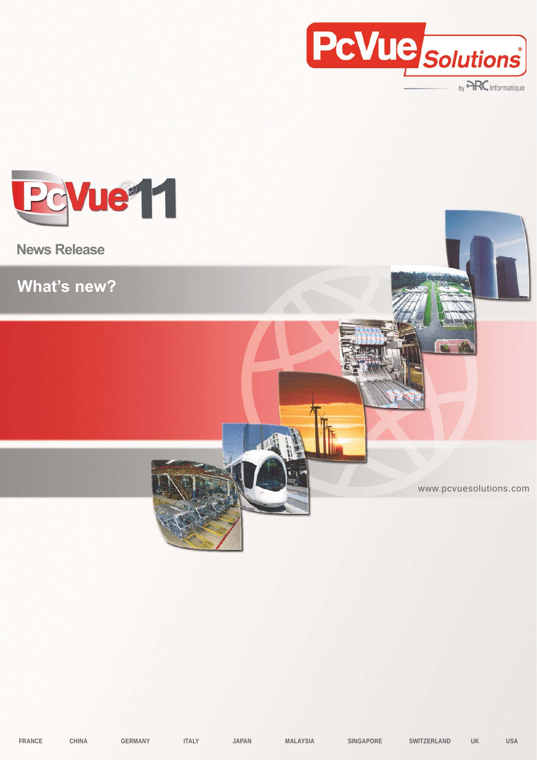PcVue Solutions

by ARC Informatique

# PcVue 11

## News Release

## What's new?

www.pcvuesolutions.com

FRANCE CHINA GERMANY ITALY JAPAN MALAYSIA SINGAPORE SWITZERLAND UK USA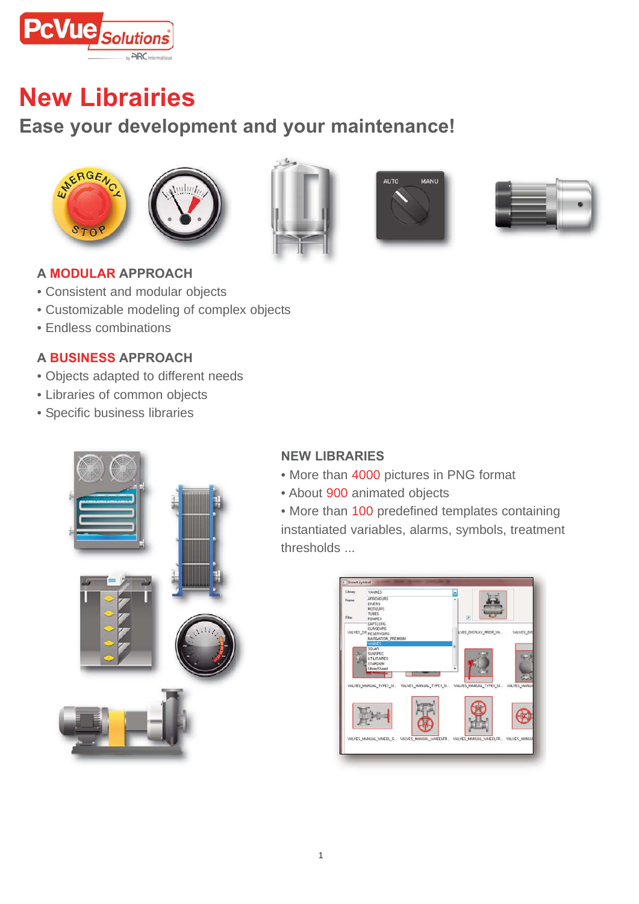# New Librairies

## Ease your development and your maintenance!

### A MODULAR APPROACH

- Consistent and modular objects
- Customizable modeling of complex objects
- Endless combinations

### A BUSINESS APPROACH

- Objects adapted to different needs
- Libraries of common objects
- Specific business libraries

### NEW LIBRARIES

- More than 4000 pictures in PNG format
- About 900 animated objects
- More than 100 predefined templates containing instantiated variables, alarms, symbols, treatment thresholds ...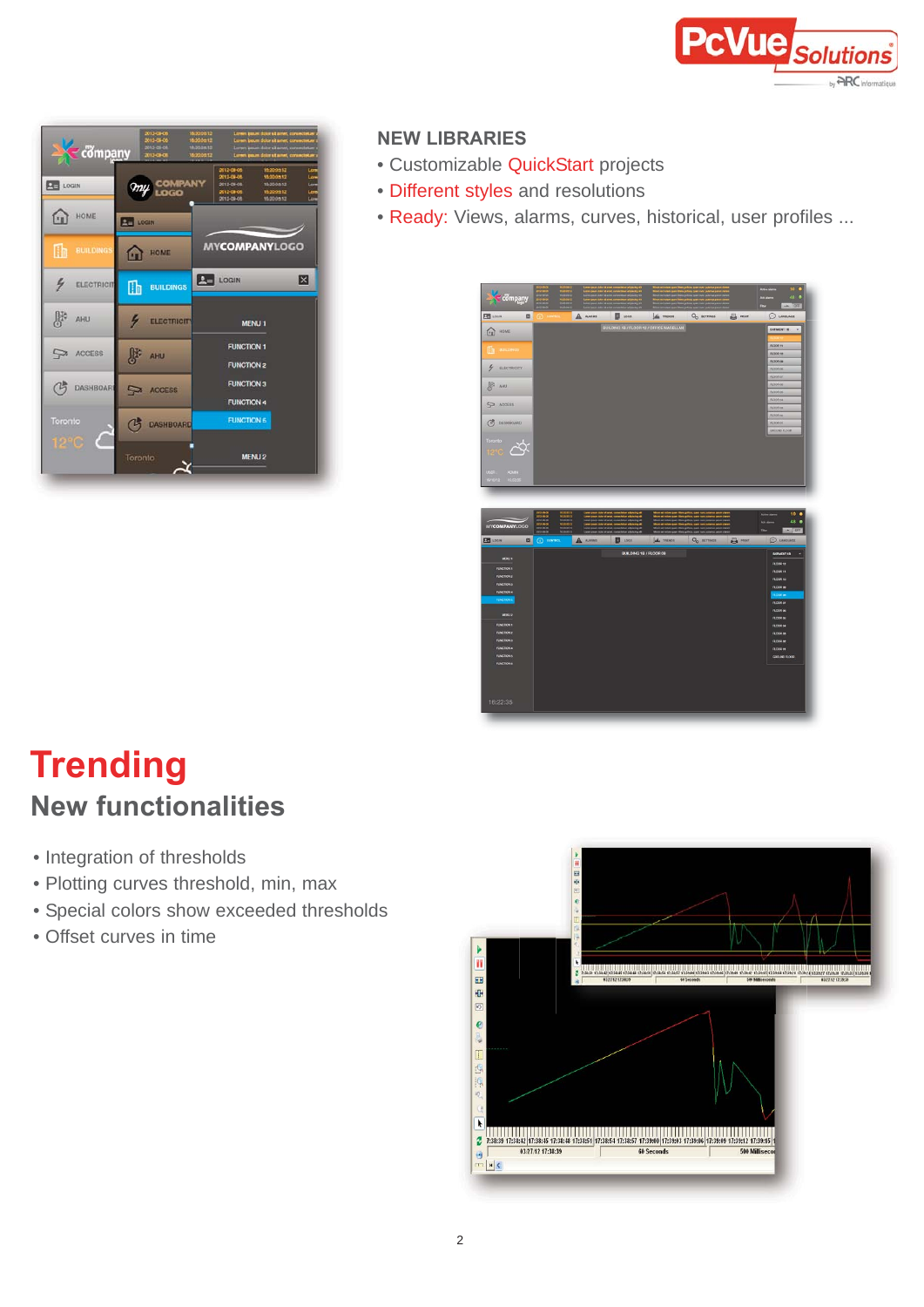## NEW LIBRARIES

- Customizable QuickStart projects
- Different styles and resolutions
- Ready: Views, alarms, curves, historical, user profiles ...

# Trending

## New functionalities

- Integration of thresholds
- Plotting curves threshold, min, max
- Special colors show exceeded thresholds
- Offset curves in time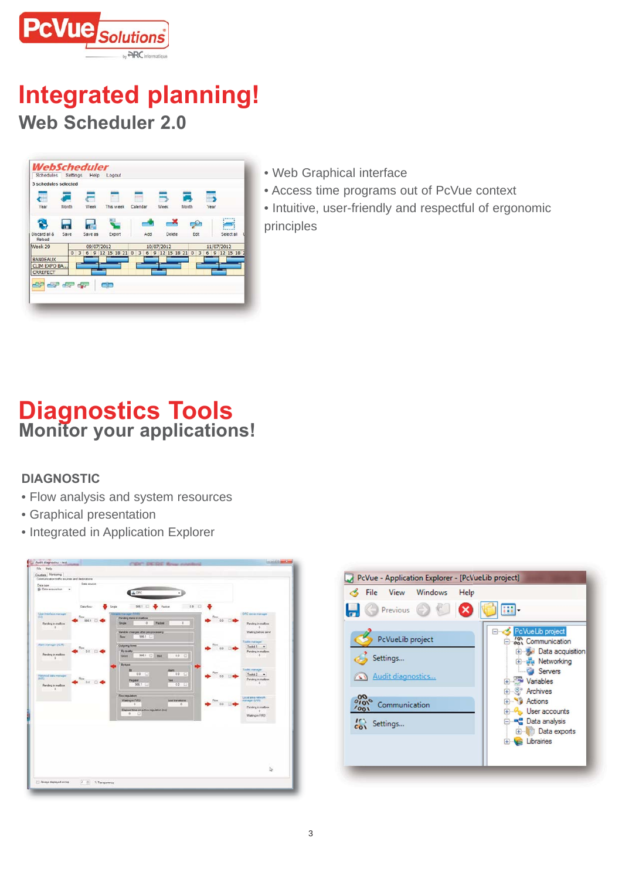# Integrated planning!

## Web Scheduler 2.0

- Web Graphical interface
- Access time programs out of PcVue context
- Intuitive, user-friendly and respectful of ergonomic principles

# Diagnostics Tools

## Monitor your applications!

### DIAGNOSTIC

- Flow analysis and system resources
- Graphical presentation
- Integrated in Application Explorer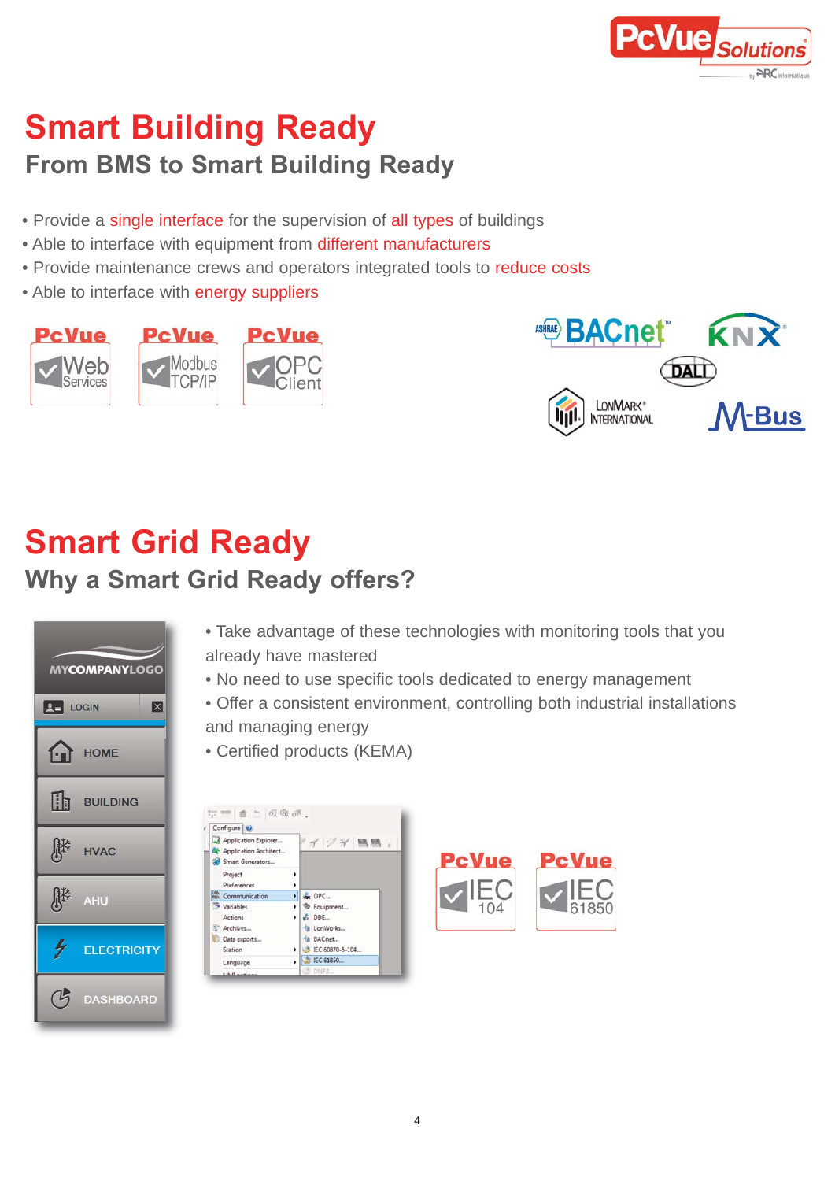# Smart Building Ready

## From BMS to Smart Building Ready

- Provide a single interface for the supervision of all types of buildings
- Able to interface with equipment from different manufacturers
- Provide maintenance crews and operators integrated tools to reduce costs
- Able to interface with energy suppliers

# Smart Grid Ready

## Why a Smart Grid Ready offers?

- Take advantage of these technologies with monitoring tools that you already have mastered
- No need to use specific tools dedicated to energy management
- Offer a consistent environment, controlling both industrial installations and managing energy
- Certified products (KEMA)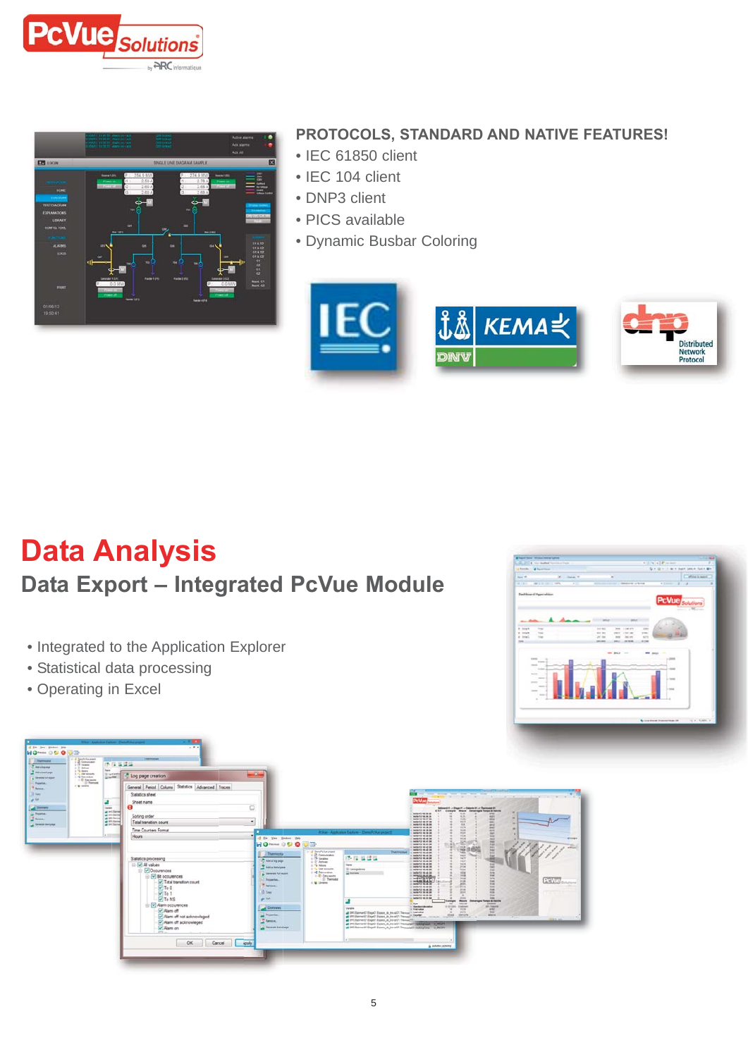## PROTOCOLS, STANDARD AND NATIVE FEATURES!

- IEC 61850 client
- IEC 104 client
- DNP3 client
- PICS available
- Dynamic Busbar Coloring

# Data Analysis

## Data Export – Integrated PcVue Module

- Integrated to the Application Explorer
- Statistical data processing
- Operating in Excel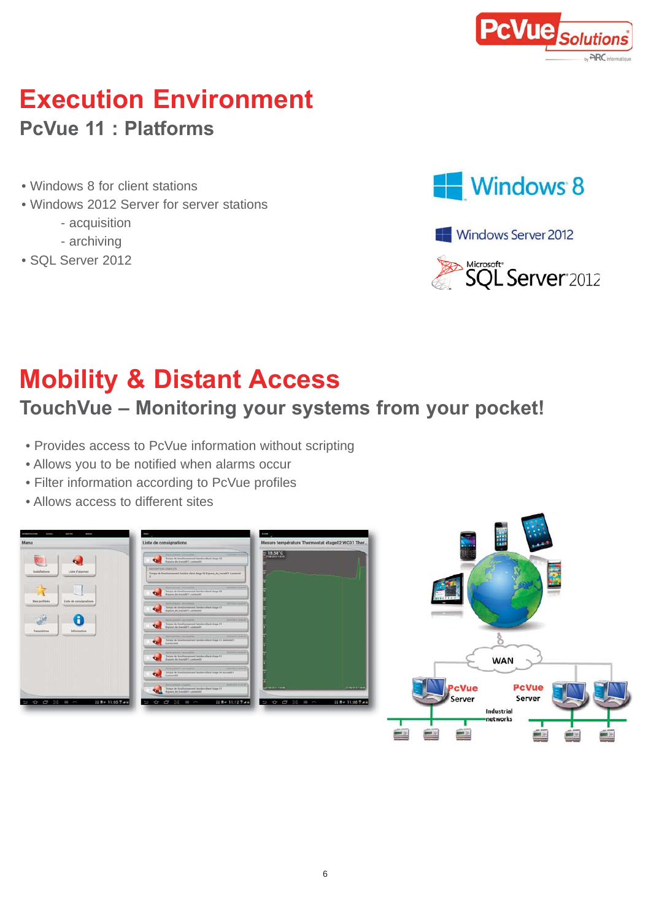# Execution Environment

## PcVue 11 : Platforms

- Windows 8 for client stations
- Windows 2012 Server for server stations
  - acquisition
  - archiving
- SQL Server 2012

# Mobility & Distant Access

## TouchVue – Monitoring your systems from your pocket!

- Provides access to PcVue information without scripting
- Allows you to be notified when alarms occur
- Filter information according to PcVue profiles
- Allows access to different sites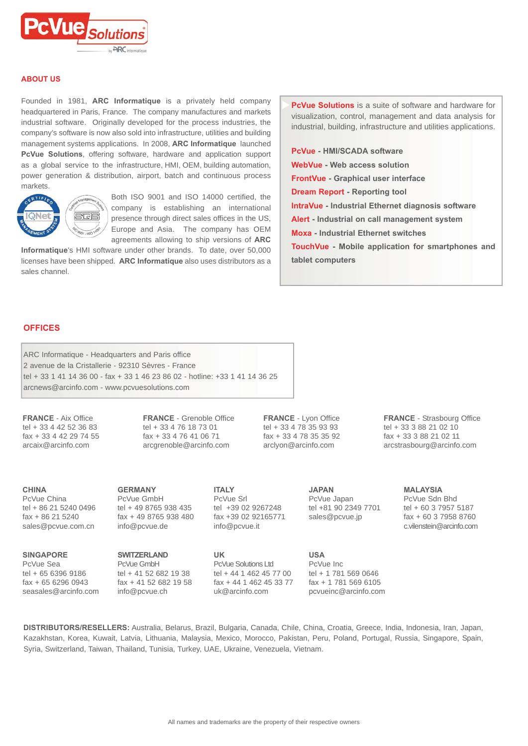## ABOUT US

Founded in 1981, **ARC Informatique** is a privately held company headquartered in Paris, France. The company manufactures and markets industrial software. Originally developed for the process industries, the company's software is now also sold into infrastructure, utilities and building management systems applications. In 2008, **ARC Informatique** launched **PcVue Solutions**, offering software, hardware and application support as a global service to the infrastructure, HMI, OEM, building automation, power generation & distribution, airport, batch and continuous process markets.

Both ISO 9001 and ISO 14000 certified, the company is establishing an international presence through direct sales offices in the US, Europe and Asia. The company has OEM agreements allowing to ship versions of **ARC Informatique**'s HMI software under other brands. To date, over 50,000 licenses have been shipped. **ARC Informatique** also uses distributors as a sales channel.

**PcVue Solutions** is a suite of software and hardware for visualization, control, management and data analysis for industrial, building, infrastructure and utilities applications.

**PcVue - HMI/SCADA software**
**WebVue - Web access solution**
**FrontVue - Graphical user interface**
**Dream Report - Reporting tool**
**IntraVue - Industrial Ethernet diagnosis software**
**Alert - Industrial on call management system**
**Moxa - Industrial Ethernet switches**
**TouchVue - Mobile application for smartphones and tablet computers**

## OFFICES

ARC Informatique - Headquarters and Paris office
2 avenue de la Cristallerie - 92310 Sèvres - France
tel + 33 1 41 14 36 00 - fax + 33 1 46 23 86 02 - hotline: +33 1 41 14 36 25
arcnews@arcinfo.com - www.pcvuesolutions.com

**FRANCE** - Aix Office
tel + 33 4 42 52 36 83
fax + 33 4 42 29 74 55
arcaix@arcinfo.com

**FRANCE** - Grenoble Office
tel + 33 4 76 18 73 01
fax + 33 4 76 41 06 71
arcgrenoble@arcinfo.com

**FRANCE** - Lyon Office
tel + 33 4 78 35 93 93
fax + 33 4 78 35 35 92
arclyon@arcinfo.com

**FRANCE** - Strasbourg Office
tel + 33 3 88 21 02 10
fax + 33 3 88 21 02 11
arcstrasbourg@arcinfo.com

**CHINA**
PcVue China
tel + 86 21 5240 0496
fax + 86 21 5240
sales@pcvue.com.cn

**GERMANY**
PcVue GmbH
tel + 49 8765 938 435
fax + 49 8765 938 480
info@pcvue.de

**ITALY**
PcVue Srl
tel +39 02 9267248
fax +39 02 92165771
info@pcvue.it

**JAPAN**
PcVue Japan
tel +81 90 2349 7701
sales@pcvue.jp

**MALAYSIA**
PcVue Sdn Bhd
tel + 60 3 7957 5187
fax + 60 3 7958 8760
c.vilenstein@arcinfo.com

**SINGAPORE**
PcVue Sea
tel + 65 6396 9186
fax + 65 6296 0943
seasales@arcinfo.com

**SWITZERLAND**
PcVue GmbH
tel + 41 52 682 19 38
fax + 41 52 682 19 58
info@pcvue.ch

**UK**
PcVue Solutions Ltd
tel + 44 1 462 45 77 00
fax + 44 1 462 45 33 77
uk@arcinfo.com

**USA**
PcVue Inc
tel + 1 781 569 0646
fax + 1 781 569 6105
pcvueinc@arcinfo.com

**DISTRIBUTORS/RESELLERS:** Australia, Belarus, Brazil, Bulgaria, Canada, Chile, China, Croatia, Greece, India, Indonesia, Iran, Japan, Kazakhstan, Korea, Kuwait, Latvia, Lithuania, Malaysia, Mexico, Morocco, Pakistan, Peru, Poland, Portugal, Russia, Singapore, Spain, Syria, Switzerland, Taiwan, Thailand, Tunisia, Turkey, UAE, Ukraine, Venezuela, Vietnam.

All names and trademarks are the property of their respective owners